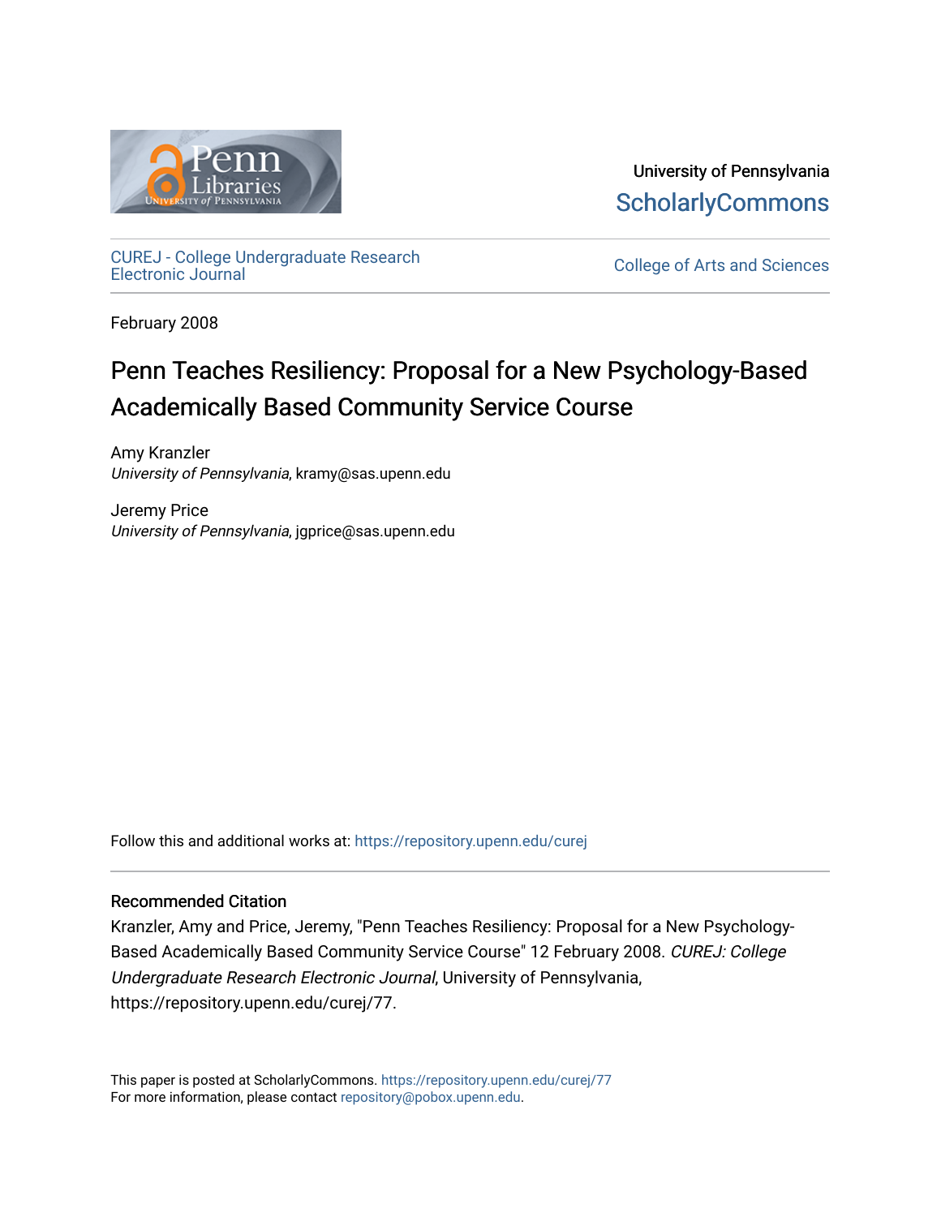University of Pennsylvania
ScholarlyCommons

CUREJ - College Undergraduate Research Electronic Journal

College of Arts and Sciences

February 2008

# Penn Teaches Resiliency: Proposal for a New Psychology-Based Academically Based Community Service Course

Amy Kranzler
*University of Pennsylvania*, kramy@sas.upenn.edu

Jeremy Price
*University of Pennsylvania*, jgprice@sas.upenn.edu

Follow this and additional works at: https://repository.upenn.edu/curej

## Recommended Citation

Kranzler, Amy and Price, Jeremy, "Penn Teaches Resiliency: Proposal for a New Psychology-Based Academically Based Community Service Course" 12 February 2008. *CUREJ: College Undergraduate Research Electronic Journal*, University of Pennsylvania, https://repository.upenn.edu/curej/77.

This paper is posted at ScholarlyCommons. https://repository.upenn.edu/curej/77
For more information, please contact repository@pobox.upenn.edu.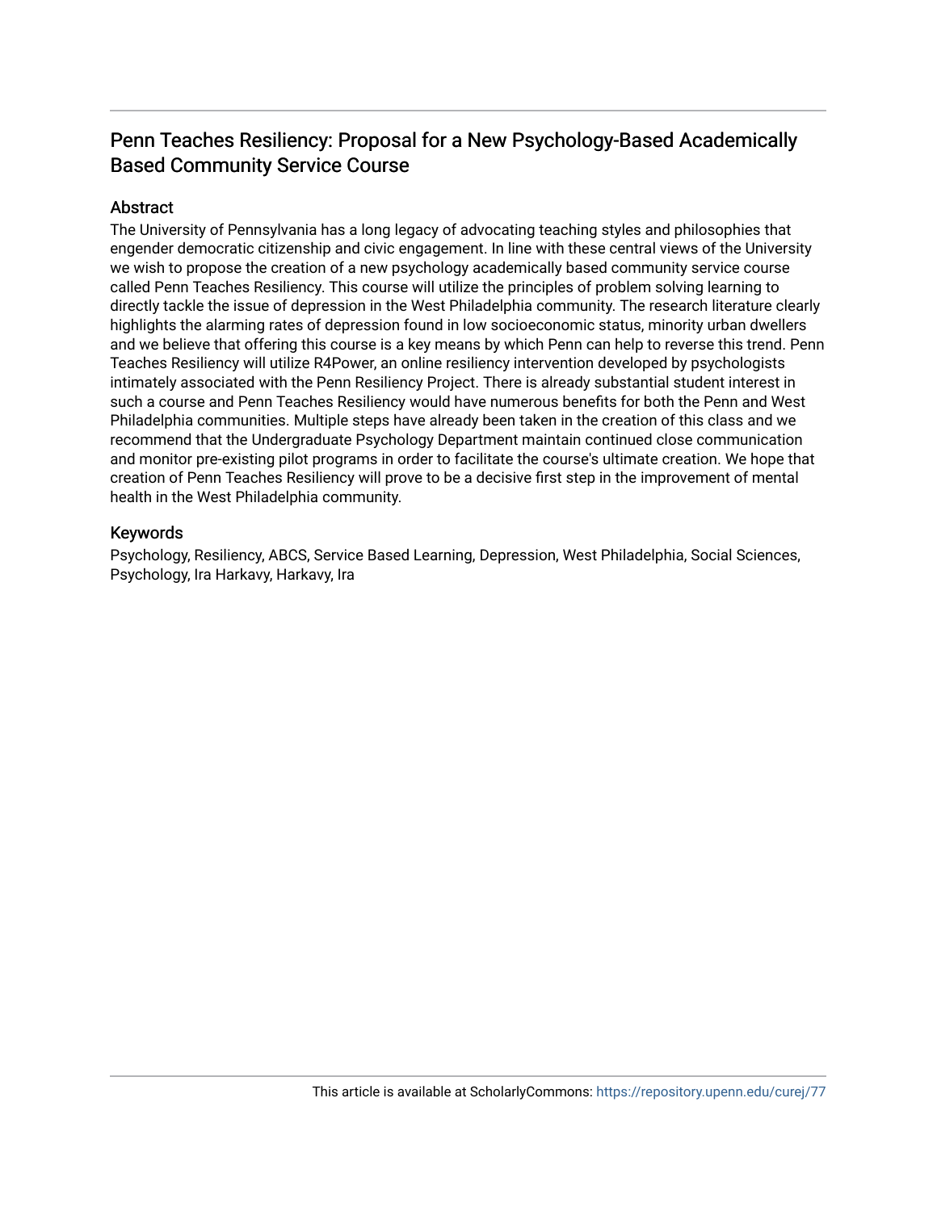## Penn Teaches Resiliency: Proposal for a New Psychology-Based Academically Based Community Service Course

### Abstract

The University of Pennsylvania has a long legacy of advocating teaching styles and philosophies that engender democratic citizenship and civic engagement. In line with these central views of the University we wish to propose the creation of a new psychology academically based community service course called Penn Teaches Resiliency. This course will utilize the principles of problem solving learning to directly tackle the issue of depression in the West Philadelphia community. The research literature clearly highlights the alarming rates of depression found in low socioeconomic status, minority urban dwellers and we believe that offering this course is a key means by which Penn can help to reverse this trend. Penn Teaches Resiliency will utilize R4Power, an online resiliency intervention developed by psychologists intimately associated with the Penn Resiliency Project. There is already substantial student interest in such a course and Penn Teaches Resiliency would have numerous benefits for both the Penn and West Philadelphia communities. Multiple steps have already been taken in the creation of this class and we recommend that the Undergraduate Psychology Department maintain continued close communication and monitor pre-existing pilot programs in order to facilitate the course's ultimate creation. We hope that creation of Penn Teaches Resiliency will prove to be a decisive first step in the improvement of mental health in the West Philadelphia community.

### Keywords

Psychology, Resiliency, ABCS, Service Based Learning, Depression, West Philadelphia, Social Sciences, Psychology, Ira Harkavy, Harkavy, Ira

This article is available at ScholarlyCommons: https://repository.upenn.edu/curej/77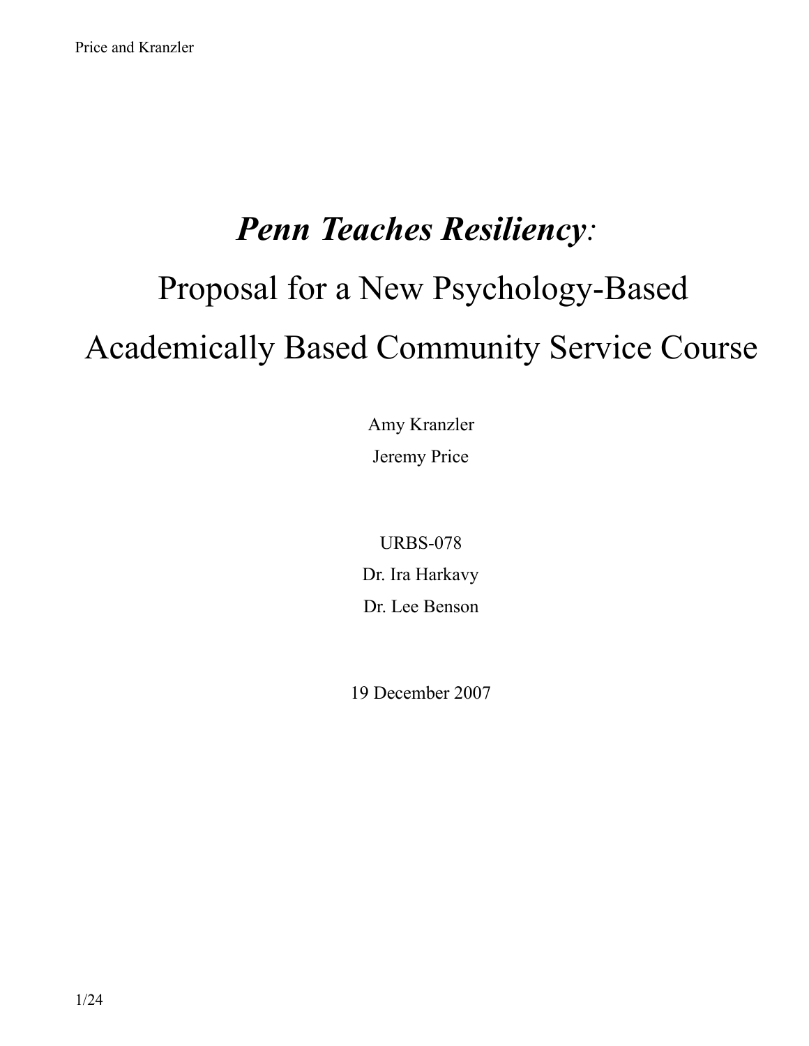# *Penn Teaches Resiliency*:

# Proposal for a New Psychology-Based Academically Based Community Service Course

Amy Kranzler

Jeremy Price

URBS-078

Dr. Ira Harkavy

Dr. Lee Benson

19 December 2007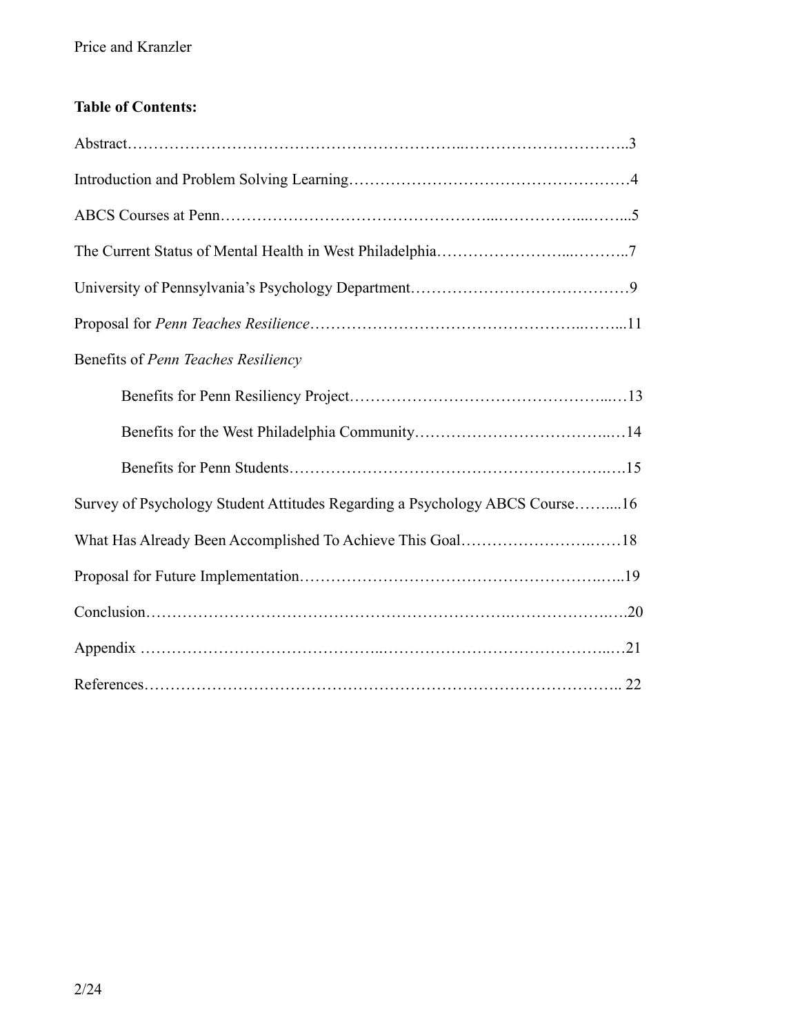**Table of Contents:**

Abstract……………………………………………………..…………………………..3

Introduction and Problem Solving Learning……………………………………………4

ABCS Courses at Penn…………………………………………...……………...……...5

The Current Status of Mental Health in West Philadelphia…………………...………..7

University of Pennsylvania's Psychology Department…………………………………9

Proposal for *Penn Teaches Resilience*…………………………………………..……...11

Benefits of *Penn Teaches Resiliency*

- Benefits for Penn Resiliency Project……………………………………………...…13
- Benefits for the West Philadelphia Community………………………………..…14
- Benefits for Penn Students…………………………………………………….….15

Survey of Psychology Student Attitudes Regarding a Psychology ABCS Course……....16

What Has Already Been Accomplished To Achieve This Goal……………………….……18

Proposal for Future Implementation…………………………………………………….…..19

Conclusion…………………………………………………………….………………….….20

Appendix ……………………………………..……………………………………...…21

References……………………………………………………………………………….. 22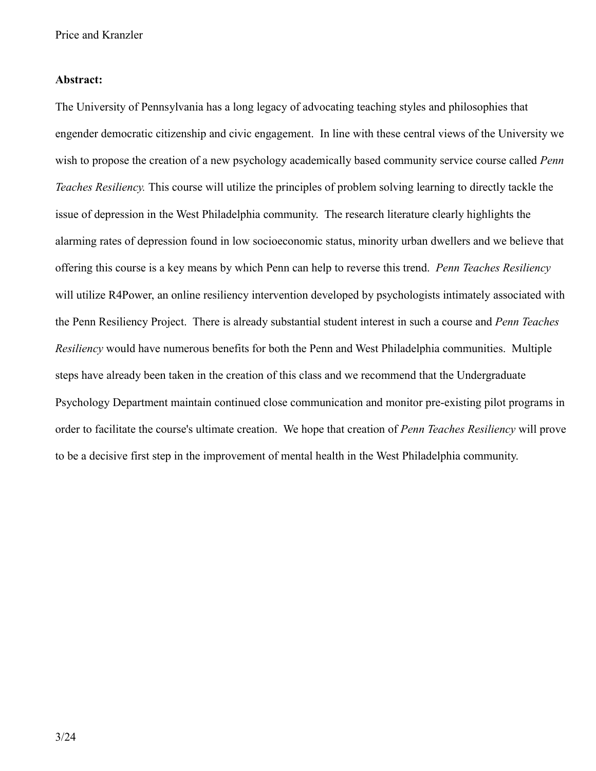**Abstract:**

The University of Pennsylvania has a long legacy of advocating teaching styles and philosophies that engender democratic citizenship and civic engagement. In line with these central views of the University we wish to propose the creation of a new psychology academically based community service course called *Penn Teaches Resiliency.* This course will utilize the principles of problem solving learning to directly tackle the issue of depression in the West Philadelphia community. The research literature clearly highlights the alarming rates of depression found in low socioeconomic status, minority urban dwellers and we believe that offering this course is a key means by which Penn can help to reverse this trend. *Penn Teaches Resiliency* will utilize R4Power, an online resiliency intervention developed by psychologists intimately associated with the Penn Resiliency Project. There is already substantial student interest in such a course and *Penn Teaches Resiliency* would have numerous benefits for both the Penn and West Philadelphia communities. Multiple steps have already been taken in the creation of this class and we recommend that the Undergraduate Psychology Department maintain continued close communication and monitor pre-existing pilot programs in order to facilitate the course's ultimate creation. We hope that creation of *Penn Teaches Resiliency* will prove to be a decisive first step in the improvement of mental health in the West Philadelphia community.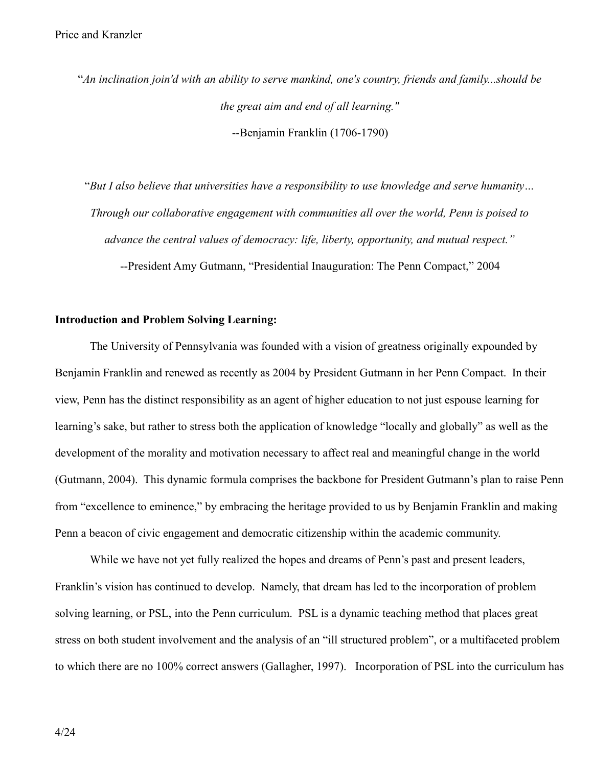"*An inclination join'd with an ability to serve mankind, one's country, friends and family...should be the great aim and end of all learning."*

--Benjamin Franklin (1706-1790)

"*But I also believe that universities have a responsibility to use knowledge and serve humanity… Through our collaborative engagement with communities all over the world, Penn is poised to advance the central values of democracy: life, liberty, opportunity, and mutual respect."*

--President Amy Gutmann, "Presidential Inauguration: The Penn Compact," 2004

**Introduction and Problem Solving Learning:**

The University of Pennsylvania was founded with a vision of greatness originally expounded by Benjamin Franklin and renewed as recently as 2004 by President Gutmann in her Penn Compact. In their view, Penn has the distinct responsibility as an agent of higher education to not just espouse learning for learning's sake, but rather to stress both the application of knowledge "locally and globally" as well as the development of the morality and motivation necessary to affect real and meaningful change in the world (Gutmann, 2004). This dynamic formula comprises the backbone for President Gutmann's plan to raise Penn from "excellence to eminence," by embracing the heritage provided to us by Benjamin Franklin and making Penn a beacon of civic engagement and democratic citizenship within the academic community.

While we have not yet fully realized the hopes and dreams of Penn's past and present leaders, Franklin's vision has continued to develop. Namely, that dream has led to the incorporation of problem solving learning, or PSL, into the Penn curriculum. PSL is a dynamic teaching method that places great stress on both student involvement and the analysis of an "ill structured problem", or a multifaceted problem to which there are no 100% correct answers (Gallagher, 1997). Incorporation of PSL into the curriculum has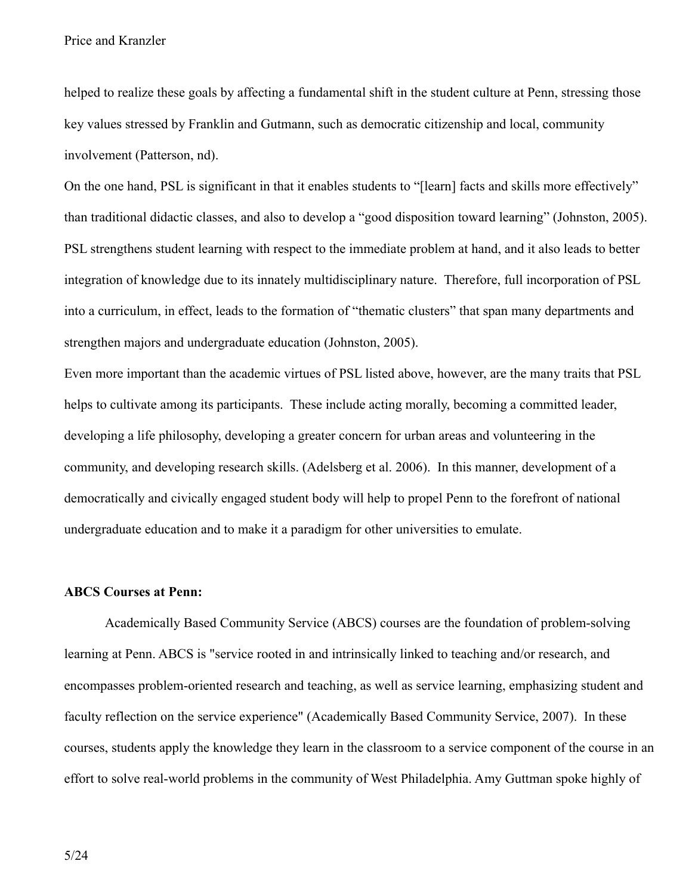helped to realize these goals by affecting a fundamental shift in the student culture at Penn, stressing those key values stressed by Franklin and Gutmann, such as democratic citizenship and local, community involvement (Patterson, nd).

On the one hand, PSL is significant in that it enables students to "[learn] facts and skills more effectively" than traditional didactic classes, and also to develop a "good disposition toward learning" (Johnston, 2005). PSL strengthens student learning with respect to the immediate problem at hand, and it also leads to better integration of knowledge due to its innately multidisciplinary nature. Therefore, full incorporation of PSL into a curriculum, in effect, leads to the formation of "thematic clusters" that span many departments and strengthen majors and undergraduate education (Johnston, 2005).

Even more important than the academic virtues of PSL listed above, however, are the many traits that PSL helps to cultivate among its participants. These include acting morally, becoming a committed leader, developing a life philosophy, developing a greater concern for urban areas and volunteering in the community, and developing research skills. (Adelsberg et al. 2006). In this manner, development of a democratically and civically engaged student body will help to propel Penn to the forefront of national undergraduate education and to make it a paradigm for other universities to emulate.

**ABCS Courses at Penn:**

Academically Based Community Service (ABCS) courses are the foundation of problem-solving learning at Penn. ABCS is "service rooted in and intrinsically linked to teaching and/or research, and encompasses problem-oriented research and teaching, as well as service learning, emphasizing student and faculty reflection on the service experience" (Academically Based Community Service, 2007). In these courses, students apply the knowledge they learn in the classroom to a service component of the course in an effort to solve real-world problems in the community of West Philadelphia. Amy Guttman spoke highly of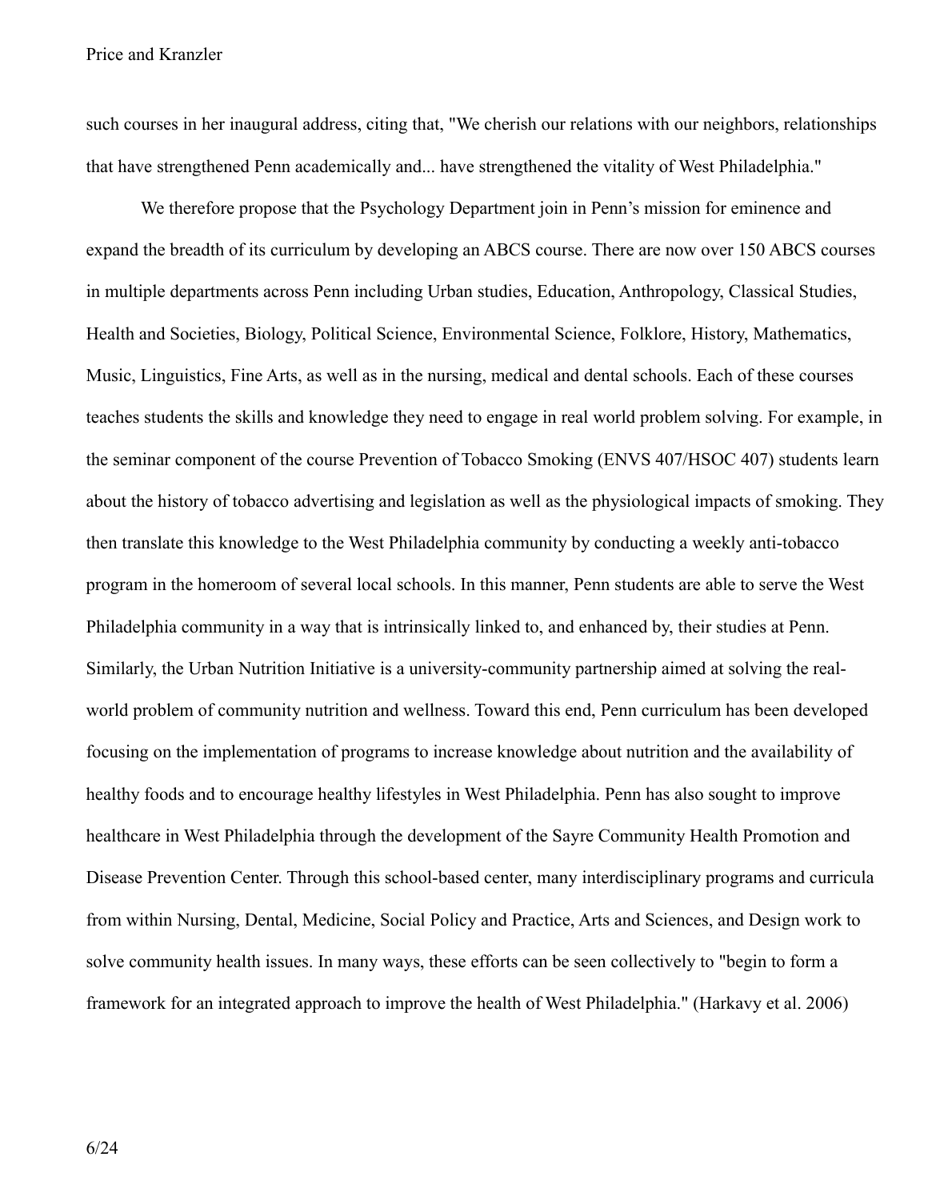such courses in her inaugural address, citing that, "We cherish our relations with our neighbors, relationships that have strengthened Penn academically and... have strengthened the vitality of West Philadelphia."

We therefore propose that the Psychology Department join in Penn's mission for eminence and expand the breadth of its curriculum by developing an ABCS course. There are now over 150 ABCS courses in multiple departments across Penn including Urban studies, Education, Anthropology, Classical Studies, Health and Societies, Biology, Political Science, Environmental Science, Folklore, History, Mathematics, Music, Linguistics, Fine Arts, as well as in the nursing, medical and dental schools. Each of these courses teaches students the skills and knowledge they need to engage in real world problem solving. For example, in the seminar component of the course Prevention of Tobacco Smoking (ENVS 407/HSOC 407) students learn about the history of tobacco advertising and legislation as well as the physiological impacts of smoking. They then translate this knowledge to the West Philadelphia community by conducting a weekly anti-tobacco program in the homeroom of several local schools. In this manner, Penn students are able to serve the West Philadelphia community in a way that is intrinsically linked to, and enhanced by, their studies at Penn. Similarly, the Urban Nutrition Initiative is a university-community partnership aimed at solving the real-world problem of community nutrition and wellness. Toward this end, Penn curriculum has been developed focusing on the implementation of programs to increase knowledge about nutrition and the availability of healthy foods and to encourage healthy lifestyles in West Philadelphia. Penn has also sought to improve healthcare in West Philadelphia through the development of the Sayre Community Health Promotion and Disease Prevention Center. Through this school-based center, many interdisciplinary programs and curricula from within Nursing, Dental, Medicine, Social Policy and Practice, Arts and Sciences, and Design work to solve community health issues. In many ways, these efforts can be seen collectively to "begin to form a framework for an integrated approach to improve the health of West Philadelphia." (Harkavy et al. 2006)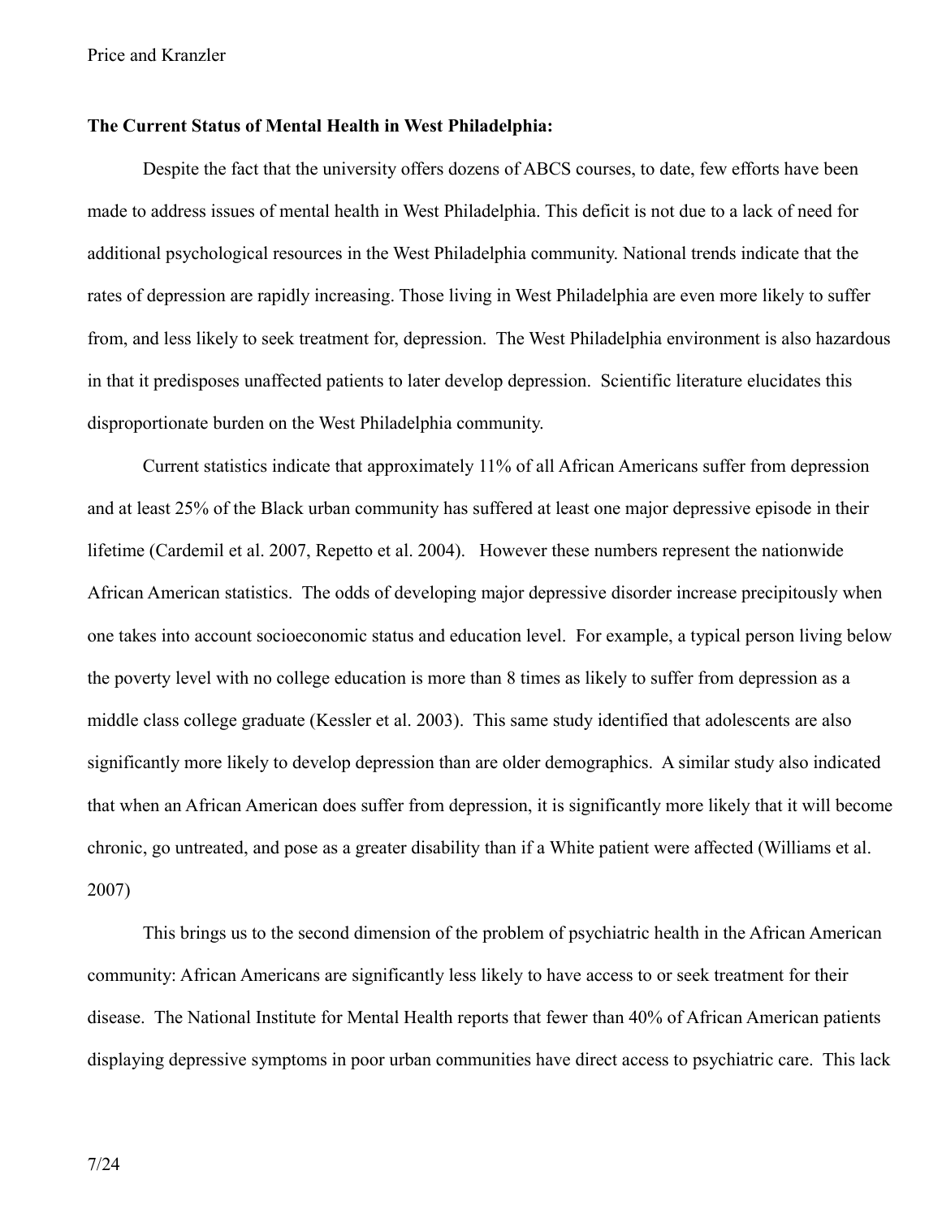**The Current Status of Mental Health in West Philadelphia:**

Despite the fact that the university offers dozens of ABCS courses, to date, few efforts have been made to address issues of mental health in West Philadelphia. This deficit is not due to a lack of need for additional psychological resources in the West Philadelphia community. National trends indicate that the rates of depression are rapidly increasing. Those living in West Philadelphia are even more likely to suffer from, and less likely to seek treatment for, depression. The West Philadelphia environment is also hazardous in that it predisposes unaffected patients to later develop depression. Scientific literature elucidates this disproportionate burden on the West Philadelphia community.

Current statistics indicate that approximately 11% of all African Americans suffer from depression and at least 25% of the Black urban community has suffered at least one major depressive episode in their lifetime (Cardemil et al. 2007, Repetto et al. 2004). However these numbers represent the nationwide African American statistics. The odds of developing major depressive disorder increase precipitously when one takes into account socioeconomic status and education level. For example, a typical person living below the poverty level with no college education is more than 8 times as likely to suffer from depression as a middle class college graduate (Kessler et al. 2003). This same study identified that adolescents are also significantly more likely to develop depression than are older demographics. A similar study also indicated that when an African American does suffer from depression, it is significantly more likely that it will become chronic, go untreated, and pose as a greater disability than if a White patient were affected (Williams et al. 2007)

This brings us to the second dimension of the problem of psychiatric health in the African American community: African Americans are significantly less likely to have access to or seek treatment for their disease. The National Institute for Mental Health reports that fewer than 40% of African American patients displaying depressive symptoms in poor urban communities have direct access to psychiatric care. This lack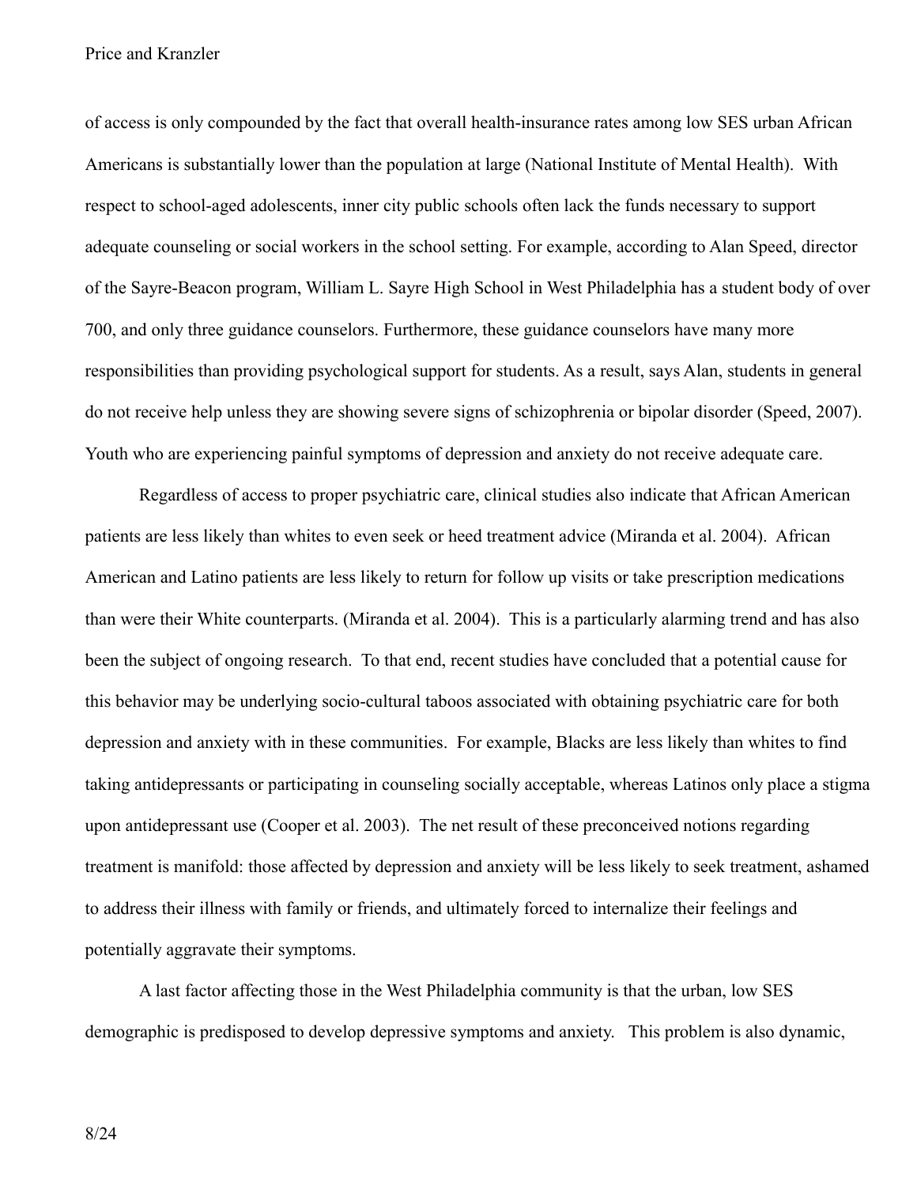of access is only compounded by the fact that overall health-insurance rates among low SES urban African Americans is substantially lower than the population at large (National Institute of Mental Health). With respect to school-aged adolescents, inner city public schools often lack the funds necessary to support adequate counseling or social workers in the school setting. For example, according to Alan Speed, director of the Sayre-Beacon program, William L. Sayre High School in West Philadelphia has a student body of over 700, and only three guidance counselors. Furthermore, these guidance counselors have many more responsibilities than providing psychological support for students. As a result, says Alan, students in general do not receive help unless they are showing severe signs of schizophrenia or bipolar disorder (Speed, 2007). Youth who are experiencing painful symptoms of depression and anxiety do not receive adequate care.

Regardless of access to proper psychiatric care, clinical studies also indicate that African American patients are less likely than whites to even seek or heed treatment advice (Miranda et al. 2004). African American and Latino patients are less likely to return for follow up visits or take prescription medications than were their White counterparts. (Miranda et al. 2004). This is a particularly alarming trend and has also been the subject of ongoing research. To that end, recent studies have concluded that a potential cause for this behavior may be underlying socio-cultural taboos associated with obtaining psychiatric care for both depression and anxiety with in these communities. For example, Blacks are less likely than whites to find taking antidepressants or participating in counseling socially acceptable, whereas Latinos only place a stigma upon antidepressant use (Cooper et al. 2003). The net result of these preconceived notions regarding treatment is manifold: those affected by depression and anxiety will be less likely to seek treatment, ashamed to address their illness with family or friends, and ultimately forced to internalize their feelings and potentially aggravate their symptoms.

A last factor affecting those in the West Philadelphia community is that the urban, low SES demographic is predisposed to develop depressive symptoms and anxiety. This problem is also dynamic,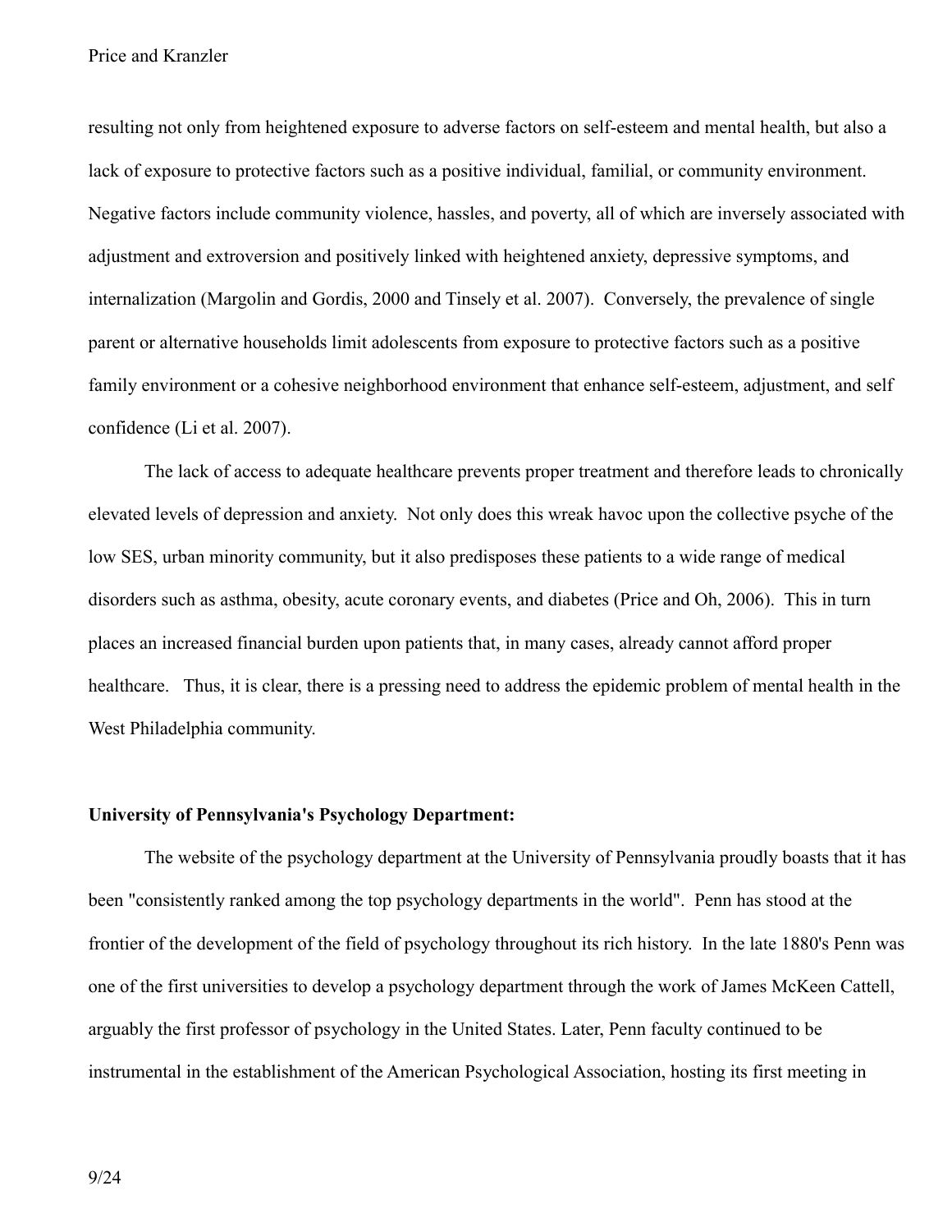resulting not only from heightened exposure to adverse factors on self-esteem and mental health, but also a lack of exposure to protective factors such as a positive individual, familial, or community environment. Negative factors include community violence, hassles, and poverty, all of which are inversely associated with adjustment and extroversion and positively linked with heightened anxiety, depressive symptoms, and internalization (Margolin and Gordis, 2000 and Tinsely et al. 2007). Conversely, the prevalence of single parent or alternative households limit adolescents from exposure to protective factors such as a positive family environment or a cohesive neighborhood environment that enhance self-esteem, adjustment, and self confidence (Li et al. 2007).

The lack of access to adequate healthcare prevents proper treatment and therefore leads to chronically elevated levels of depression and anxiety. Not only does this wreak havoc upon the collective psyche of the low SES, urban minority community, but it also predisposes these patients to a wide range of medical disorders such as asthma, obesity, acute coronary events, and diabetes (Price and Oh, 2006). This in turn places an increased financial burden upon patients that, in many cases, already cannot afford proper healthcare. Thus, it is clear, there is a pressing need to address the epidemic problem of mental health in the West Philadelphia community.

**University of Pennsylvania's Psychology Department:**

The website of the psychology department at the University of Pennsylvania proudly boasts that it has been "consistently ranked among the top psychology departments in the world". Penn has stood at the frontier of the development of the field of psychology throughout its rich history. In the late 1880's Penn was one of the first universities to develop a psychology department through the work of James McKeen Cattell, arguably the first professor of psychology in the United States. Later, Penn faculty continued to be instrumental in the establishment of the American Psychological Association, hosting its first meeting in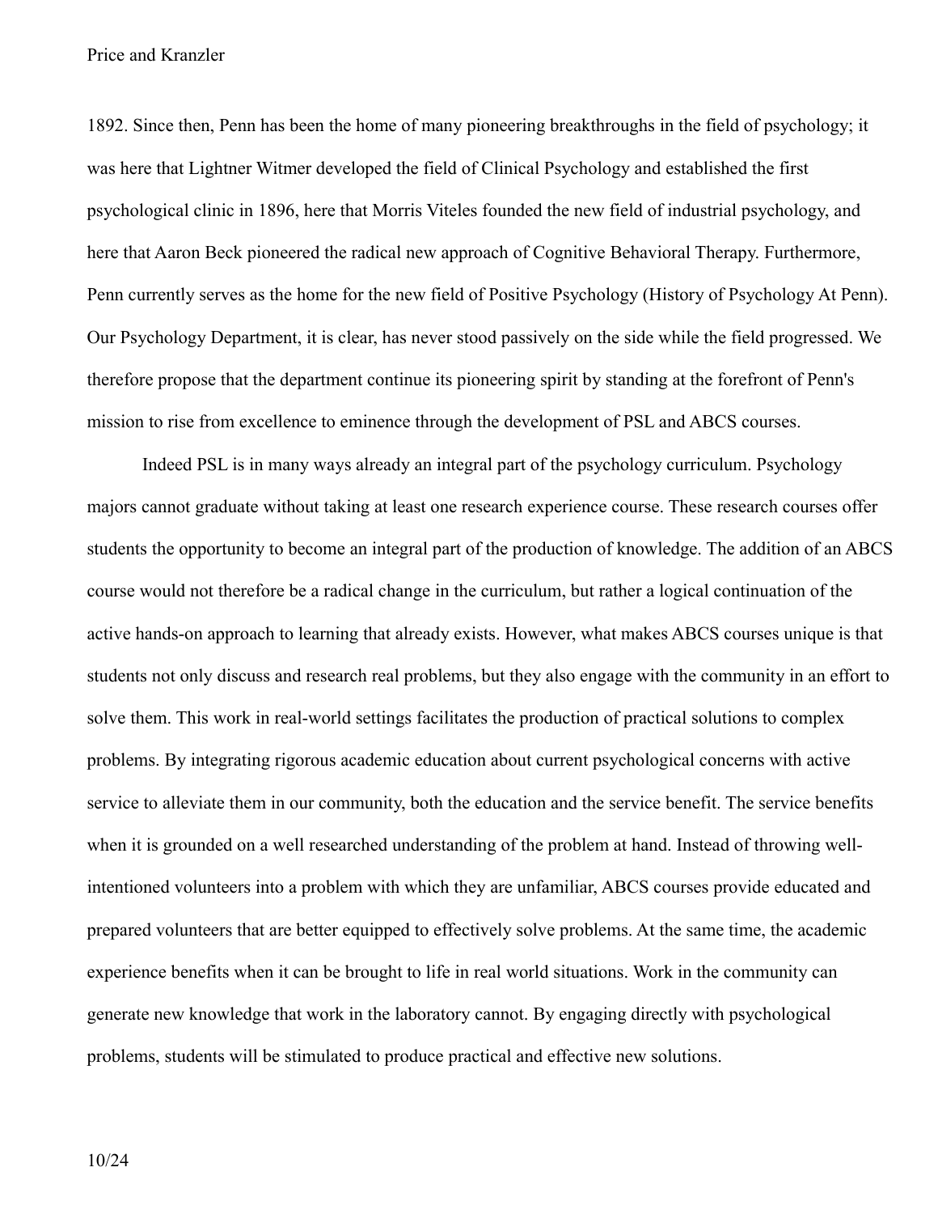1892. Since then, Penn has been the home of many pioneering breakthroughs in the field of psychology; it was here that Lightner Witmer developed the field of Clinical Psychology and established the first psychological clinic in 1896, here that Morris Viteles founded the new field of industrial psychology, and here that Aaron Beck pioneered the radical new approach of Cognitive Behavioral Therapy. Furthermore, Penn currently serves as the home for the new field of Positive Psychology (History of Psychology At Penn). Our Psychology Department, it is clear, has never stood passively on the side while the field progressed. We therefore propose that the department continue its pioneering spirit by standing at the forefront of Penn's mission to rise from excellence to eminence through the development of PSL and ABCS courses.

Indeed PSL is in many ways already an integral part of the psychology curriculum. Psychology majors cannot graduate without taking at least one research experience course. These research courses offer students the opportunity to become an integral part of the production of knowledge. The addition of an ABCS course would not therefore be a radical change in the curriculum, but rather a logical continuation of the active hands-on approach to learning that already exists. However, what makes ABCS courses unique is that students not only discuss and research real problems, but they also engage with the community in an effort to solve them. This work in real-world settings facilitates the production of practical solutions to complex problems. By integrating rigorous academic education about current psychological concerns with active service to alleviate them in our community, both the education and the service benefit. The service benefits when it is grounded on a well researched understanding of the problem at hand. Instead of throwing well-intentioned volunteers into a problem with which they are unfamiliar, ABCS courses provide educated and prepared volunteers that are better equipped to effectively solve problems. At the same time, the academic experience benefits when it can be brought to life in real world situations. Work in the community can generate new knowledge that work in the laboratory cannot. By engaging directly with psychological problems, students will be stimulated to produce practical and effective new solutions.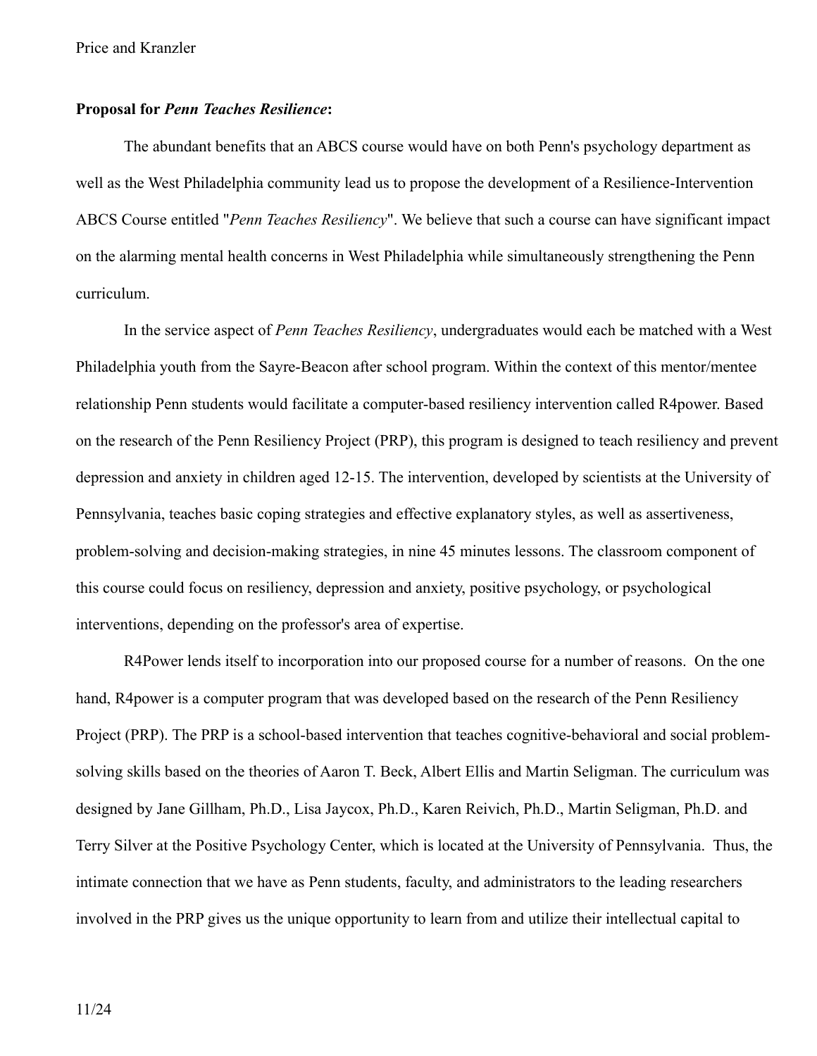**Proposal for *Penn Teaches Resilience*:**

The abundant benefits that an ABCS course would have on both Penn's psychology department as well as the West Philadelphia community lead us to propose the development of a Resilience-Intervention ABCS Course entitled "*Penn Teaches Resiliency*". We believe that such a course can have significant impact on the alarming mental health concerns in West Philadelphia while simultaneously strengthening the Penn curriculum.

In the service aspect of *Penn Teaches Resiliency*, undergraduates would each be matched with a West Philadelphia youth from the Sayre-Beacon after school program. Within the context of this mentor/mentee relationship Penn students would facilitate a computer-based resiliency intervention called R4power. Based on the research of the Penn Resiliency Project (PRP), this program is designed to teach resiliency and prevent depression and anxiety in children aged 12-15. The intervention, developed by scientists at the University of Pennsylvania, teaches basic coping strategies and effective explanatory styles, as well as assertiveness, problem-solving and decision-making strategies, in nine 45 minutes lessons. The classroom component of this course could focus on resiliency, depression and anxiety, positive psychology, or psychological interventions, depending on the professor's area of expertise.

R4Power lends itself to incorporation into our proposed course for a number of reasons. On the one hand, R4power is a computer program that was developed based on the research of the Penn Resiliency Project (PRP). The PRP is a school-based intervention that teaches cognitive-behavioral and social problem-solving skills based on the theories of Aaron T. Beck, Albert Ellis and Martin Seligman. The curriculum was designed by Jane Gillham, Ph.D., Lisa Jaycox, Ph.D., Karen Reivich, Ph.D., Martin Seligman, Ph.D. and Terry Silver at the Positive Psychology Center, which is located at the University of Pennsylvania. Thus, the intimate connection that we have as Penn students, faculty, and administrators to the leading researchers involved in the PRP gives us the unique opportunity to learn from and utilize their intellectual capital to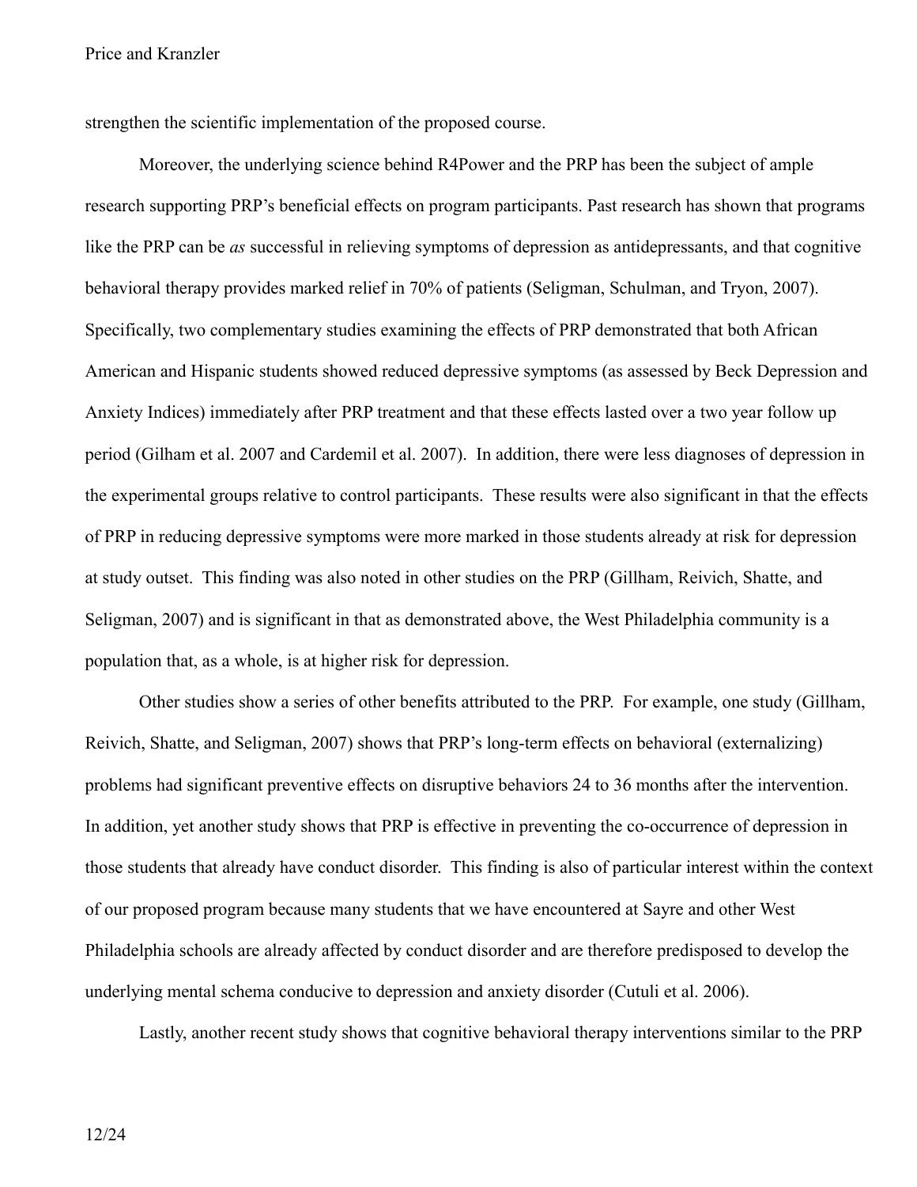strengthen the scientific implementation of the proposed course.

Moreover, the underlying science behind R4Power and the PRP has been the subject of ample research supporting PRP's beneficial effects on program participants. Past research has shown that programs like the PRP can be *as* successful in relieving symptoms of depression as antidepressants, and that cognitive behavioral therapy provides marked relief in 70% of patients (Seligman, Schulman, and Tryon, 2007). Specifically, two complementary studies examining the effects of PRP demonstrated that both African American and Hispanic students showed reduced depressive symptoms (as assessed by Beck Depression and Anxiety Indices) immediately after PRP treatment and that these effects lasted over a two year follow up period (Gilham et al. 2007 and Cardemil et al. 2007). In addition, there were less diagnoses of depression in the experimental groups relative to control participants. These results were also significant in that the effects of PRP in reducing depressive symptoms were more marked in those students already at risk for depression at study outset. This finding was also noted in other studies on the PRP (Gillham, Reivich, Shatte, and Seligman, 2007) and is significant in that as demonstrated above, the West Philadelphia community is a population that, as a whole, is at higher risk for depression.

Other studies show a series of other benefits attributed to the PRP. For example, one study (Gillham, Reivich, Shatte, and Seligman, 2007) shows that PRP's long-term effects on behavioral (externalizing) problems had significant preventive effects on disruptive behaviors 24 to 36 months after the intervention. In addition, yet another study shows that PRP is effective in preventing the co-occurrence of depression in those students that already have conduct disorder. This finding is also of particular interest within the context of our proposed program because many students that we have encountered at Sayre and other West Philadelphia schools are already affected by conduct disorder and are therefore predisposed to develop the underlying mental schema conducive to depression and anxiety disorder (Cutuli et al. 2006).

Lastly, another recent study shows that cognitive behavioral therapy interventions similar to the PRP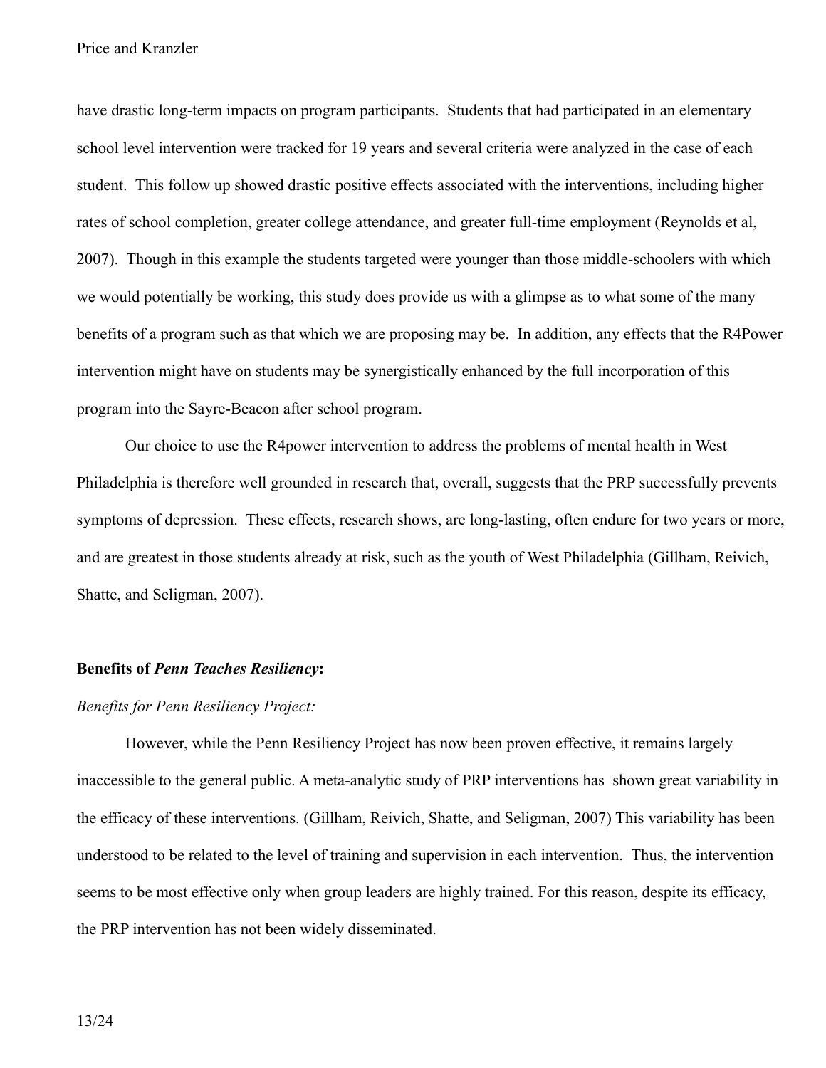have drastic long-term impacts on program participants. Students that had participated in an elementary school level intervention were tracked for 19 years and several criteria were analyzed in the case of each student. This follow up showed drastic positive effects associated with the interventions, including higher rates of school completion, greater college attendance, and greater full-time employment (Reynolds et al, 2007). Though in this example the students targeted were younger than those middle-schoolers with which we would potentially be working, this study does provide us with a glimpse as to what some of the many benefits of a program such as that which we are proposing may be. In addition, any effects that the R4Power intervention might have on students may be synergistically enhanced by the full incorporation of this program into the Sayre-Beacon after school program.

Our choice to use the R4power intervention to address the problems of mental health in West Philadelphia is therefore well grounded in research that, overall, suggests that the PRP successfully prevents symptoms of depression. These effects, research shows, are long-lasting, often endure for two years or more, and are greatest in those students already at risk, such as the youth of West Philadelphia (Gillham, Reivich, Shatte, and Seligman, 2007).

**Benefits of *Penn Teaches Resiliency*:**

*Benefits for Penn Resiliency Project:*

However, while the Penn Resiliency Project has now been proven effective, it remains largely inaccessible to the general public. A meta-analytic study of PRP interventions has shown great variability in the efficacy of these interventions. (Gillham, Reivich, Shatte, and Seligman, 2007) This variability has been understood to be related to the level of training and supervision in each intervention. Thus, the intervention seems to be most effective only when group leaders are highly trained. For this reason, despite its efficacy, the PRP intervention has not been widely disseminated.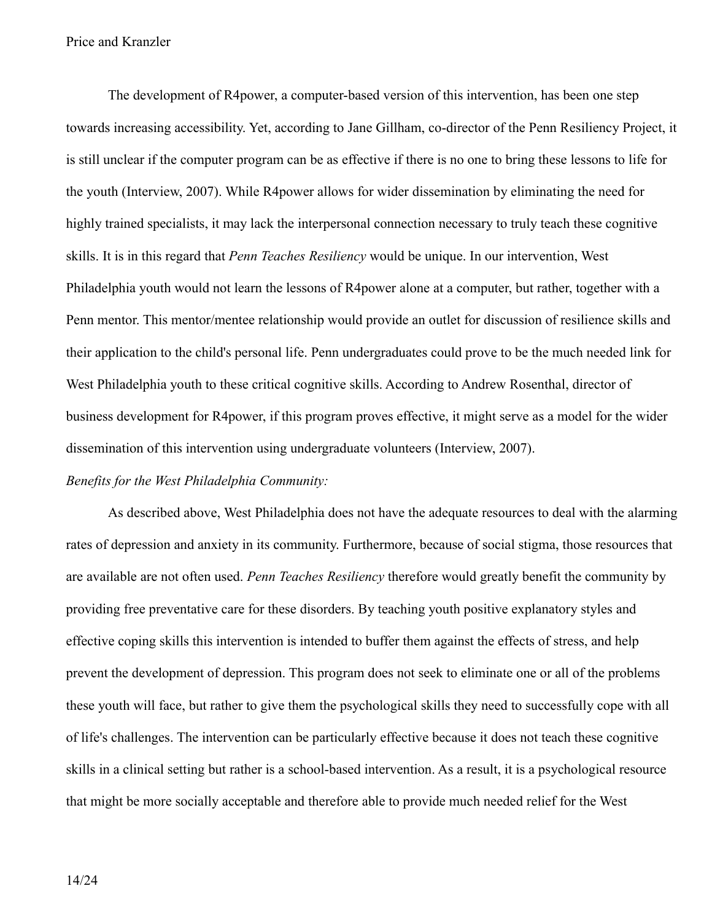The development of R4power, a computer-based version of this intervention, has been one step towards increasing accessibility. Yet, according to Jane Gillham, co-director of the Penn Resiliency Project, it is still unclear if the computer program can be as effective if there is no one to bring these lessons to life for the youth (Interview, 2007). While R4power allows for wider dissemination by eliminating the need for highly trained specialists, it may lack the interpersonal connection necessary to truly teach these cognitive skills. It is in this regard that *Penn Teaches Resiliency* would be unique. In our intervention, West Philadelphia youth would not learn the lessons of R4power alone at a computer, but rather, together with a Penn mentor. This mentor/mentee relationship would provide an outlet for discussion of resilience skills and their application to the child's personal life. Penn undergraduates could prove to be the much needed link for West Philadelphia youth to these critical cognitive skills. According to Andrew Rosenthal, director of business development for R4power, if this program proves effective, it might serve as a model for the wider dissemination of this intervention using undergraduate volunteers (Interview, 2007).

*Benefits for the West Philadelphia Community:*

As described above, West Philadelphia does not have the adequate resources to deal with the alarming rates of depression and anxiety in its community. Furthermore, because of social stigma, those resources that are available are not often used. *Penn Teaches Resiliency* therefore would greatly benefit the community by providing free preventative care for these disorders. By teaching youth positive explanatory styles and effective coping skills this intervention is intended to buffer them against the effects of stress, and help prevent the development of depression. This program does not seek to eliminate one or all of the problems these youth will face, but rather to give them the psychological skills they need to successfully cope with all of life's challenges. The intervention can be particularly effective because it does not teach these cognitive skills in a clinical setting but rather is a school-based intervention. As a result, it is a psychological resource that might be more socially acceptable and therefore able to provide much needed relief for the West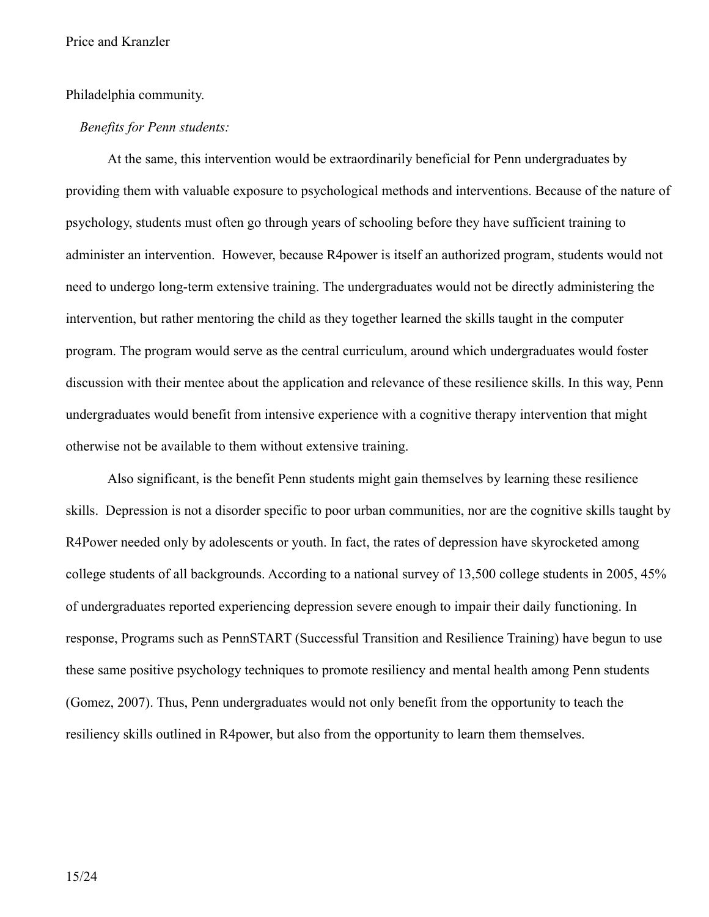Philadelphia community.

*Benefits for Penn students:*

At the same, this intervention would be extraordinarily beneficial for Penn undergraduates by providing them with valuable exposure to psychological methods and interventions. Because of the nature of psychology, students must often go through years of schooling before they have sufficient training to administer an intervention.  However, because R4power is itself an authorized program, students would not need to undergo long-term extensive training. The undergraduates would not be directly administering the intervention, but rather mentoring the child as they together learned the skills taught in the computer program. The program would serve as the central curriculum, around which undergraduates would foster discussion with their mentee about the application and relevance of these resilience skills. In this way, Penn undergraduates would benefit from intensive experience with a cognitive therapy intervention that might otherwise not be available to them without extensive training.

Also significant, is the benefit Penn students might gain themselves by learning these resilience skills.  Depression is not a disorder specific to poor urban communities, nor are the cognitive skills taught by R4Power needed only by adolescents or youth. In fact, the rates of depression have skyrocketed among college students of all backgrounds. According to a national survey of 13,500 college students in 2005, 45% of undergraduates reported experiencing depression severe enough to impair their daily functioning. In response, Programs such as PennSTART (Successful Transition and Resilience Training) have begun to use these same positive psychology techniques to promote resiliency and mental health among Penn students (Gomez, 2007). Thus, Penn undergraduates would not only benefit from the opportunity to teach the resiliency skills outlined in R4power, but also from the opportunity to learn them themselves.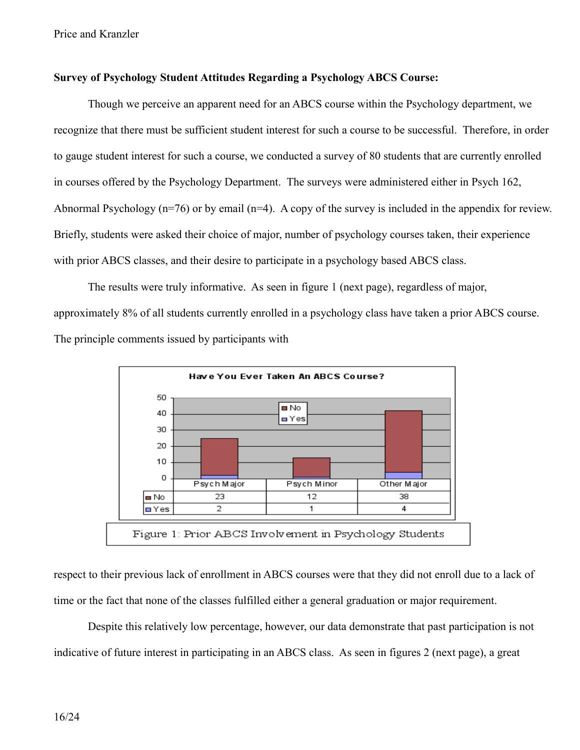**Survey of Psychology Student Attitudes Regarding a Psychology ABCS Course:**

Though we perceive an apparent need for an ABCS course within the Psychology department, we recognize that there must be sufficient student interest for such a course to be successful. Therefore, in order to gauge student interest for such a course, we conducted a survey of 80 students that are currently enrolled in courses offered by the Psychology Department. The surveys were administered either in Psych 162, Abnormal Psychology (n=76) or by email (n=4). A copy of the survey is included in the appendix for review. Briefly, students were asked their choice of major, number of psychology courses taken, their experience with prior ABCS classes, and their desire to participate in a psychology based ABCS class.

The results were truly informative. As seen in figure 1 (next page), regardless of major, approximately 8% of all students currently enrolled in a psychology class have taken a prior ABCS course. The principle comments issued by participants with respect to their previous lack of enrollment in ABCS courses were that they did not enroll due to a lack of time or the fact that none of the classes fulfilled either a general graduation or major requirement.

**Have You Ever Taken An ABCS Course?**

| | Psych Major | Psych Minor | Other Major |
|---|---|---|---|
| No | 23 | 12 | 38 |
| Yes | 2 | 1 | 4 |

Figure 1: Prior ABCS Involvement in Psychology Students

Despite this relatively low percentage, however, our data demonstrate that past participation is not indicative of future interest in participating in an ABCS class. As seen in figures 2 (next page), a great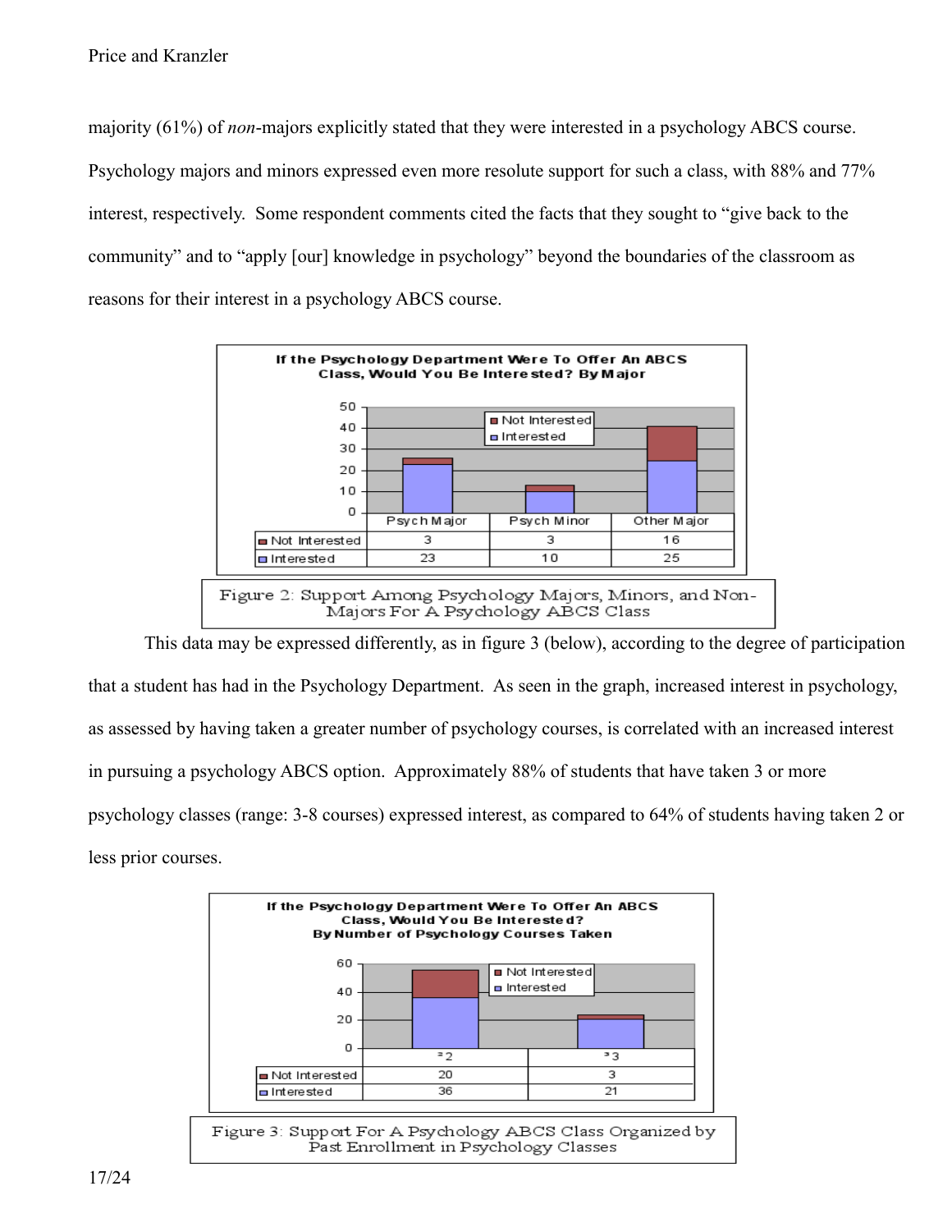majority (61%) of *non*-majors explicitly stated that they were interested in a psychology ABCS course. Psychology majors and minors expressed even more resolute support for such a class, with 88% and 77% interest, respectively. Some respondent comments cited the facts that they sought to "give back to the community" and to "apply [our] knowledge in psychology" beyond the boundaries of the classroom as reasons for their interest in a psychology ABCS course.

**If the Psychology Department Were To Offer An ABCS Class, Would You Be Interested? By Major**

| | Psych Major | Psych Minor | Other Major |
|---|---|---|---|
| Not Interested | 3 | 3 | 16 |
| Interested | 23 | 10 | 25 |

Figure 2: Support Among Psychology Majors, Minors, and Non-Majors For A Psychology ABCS Class

This data may be expressed differently, as in figure 3 (below), according to the degree of participation that a student has had in the Psychology Department. As seen in the graph, increased interest in psychology, as assessed by having taken a greater number of psychology courses, is correlated with an increased interest in pursuing a psychology ABCS option. Approximately 88% of students that have taken 3 or more psychology classes (range: 3-8 courses) expressed interest, as compared to 64% of students having taken 2 or less prior courses.

**If the Psychology Department Were To Offer An ABCS Class, Would You Be Interested? By Number of Psychology Courses Taken**

| | ≤2 | ≥3 |
|---|---|---|
| Not Interested | 20 | 3 |
| Interested | 36 | 21 |

Figure 3: Support For A Psychology ABCS Class Organized by Past Enrollment in Psychology Classes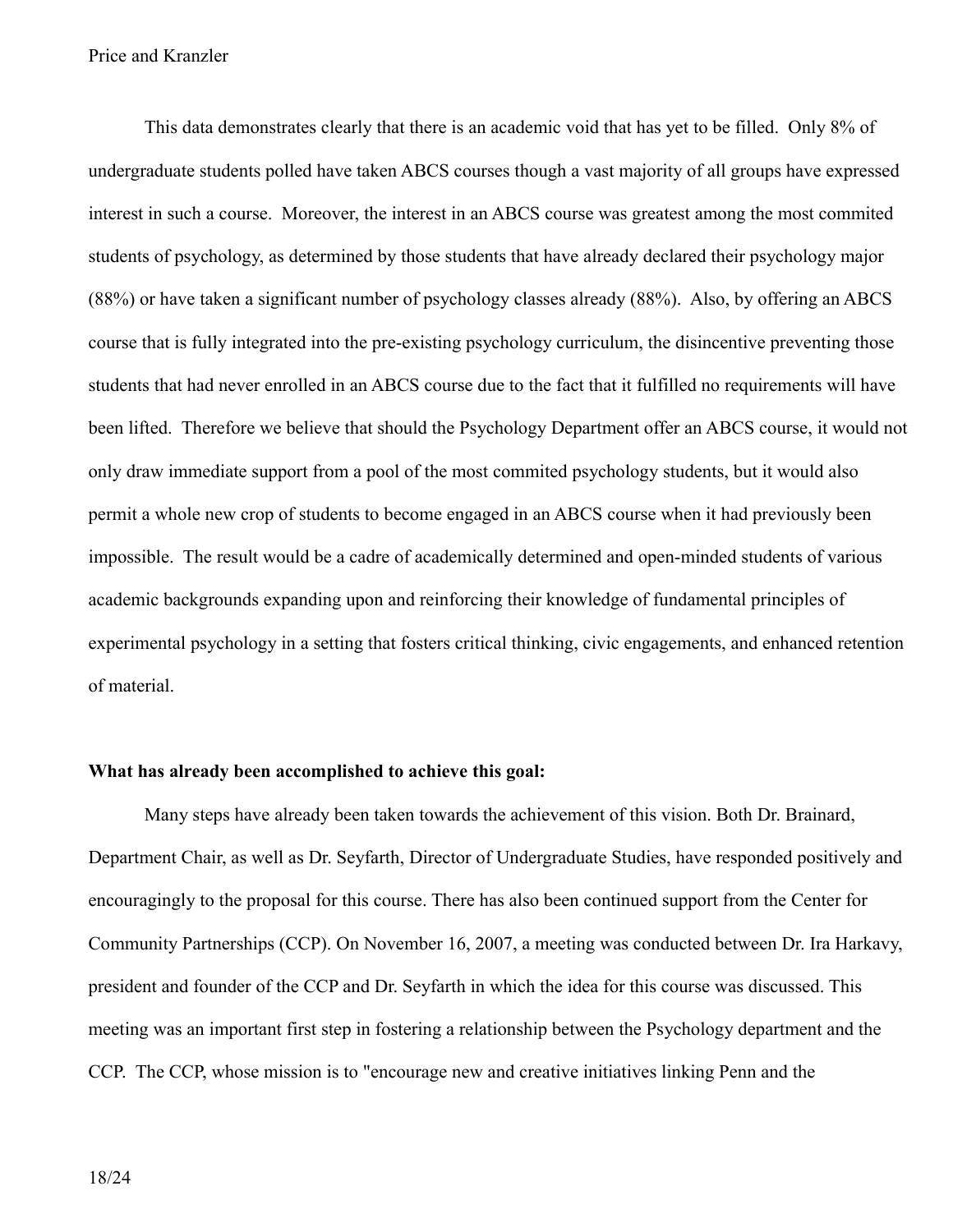This data demonstrates clearly that there is an academic void that has yet to be filled. Only 8% of undergraduate students polled have taken ABCS courses though a vast majority of all groups have expressed interest in such a course. Moreover, the interest in an ABCS course was greatest among the most commited students of psychology, as determined by those students that have already declared their psychology major (88%) or have taken a significant number of psychology classes already (88%). Also, by offering an ABCS course that is fully integrated into the pre-existing psychology curriculum, the disincentive preventing those students that had never enrolled in an ABCS course due to the fact that it fulfilled no requirements will have been lifted. Therefore we believe that should the Psychology Department offer an ABCS course, it would not only draw immediate support from a pool of the most commited psychology students, but it would also permit a whole new crop of students to become engaged in an ABCS course when it had previously been impossible. The result would be a cadre of academically determined and open-minded students of various academic backgrounds expanding upon and reinforcing their knowledge of fundamental principles of experimental psychology in a setting that fosters critical thinking, civic engagements, and enhanced retention of material.

**What has already been accomplished to achieve this goal:**

Many steps have already been taken towards the achievement of this vision. Both Dr. Brainard, Department Chair, as well as Dr. Seyfarth, Director of Undergraduate Studies, have responded positively and encouragingly to the proposal for this course. There has also been continued support from the Center for Community Partnerships (CCP). On November 16, 2007, a meeting was conducted between Dr. Ira Harkavy, president and founder of the CCP and Dr. Seyfarth in which the idea for this course was discussed. This meeting was an important first step in fostering a relationship between the Psychology department and the CCP. The CCP, whose mission is to "encourage new and creative initiatives linking Penn and the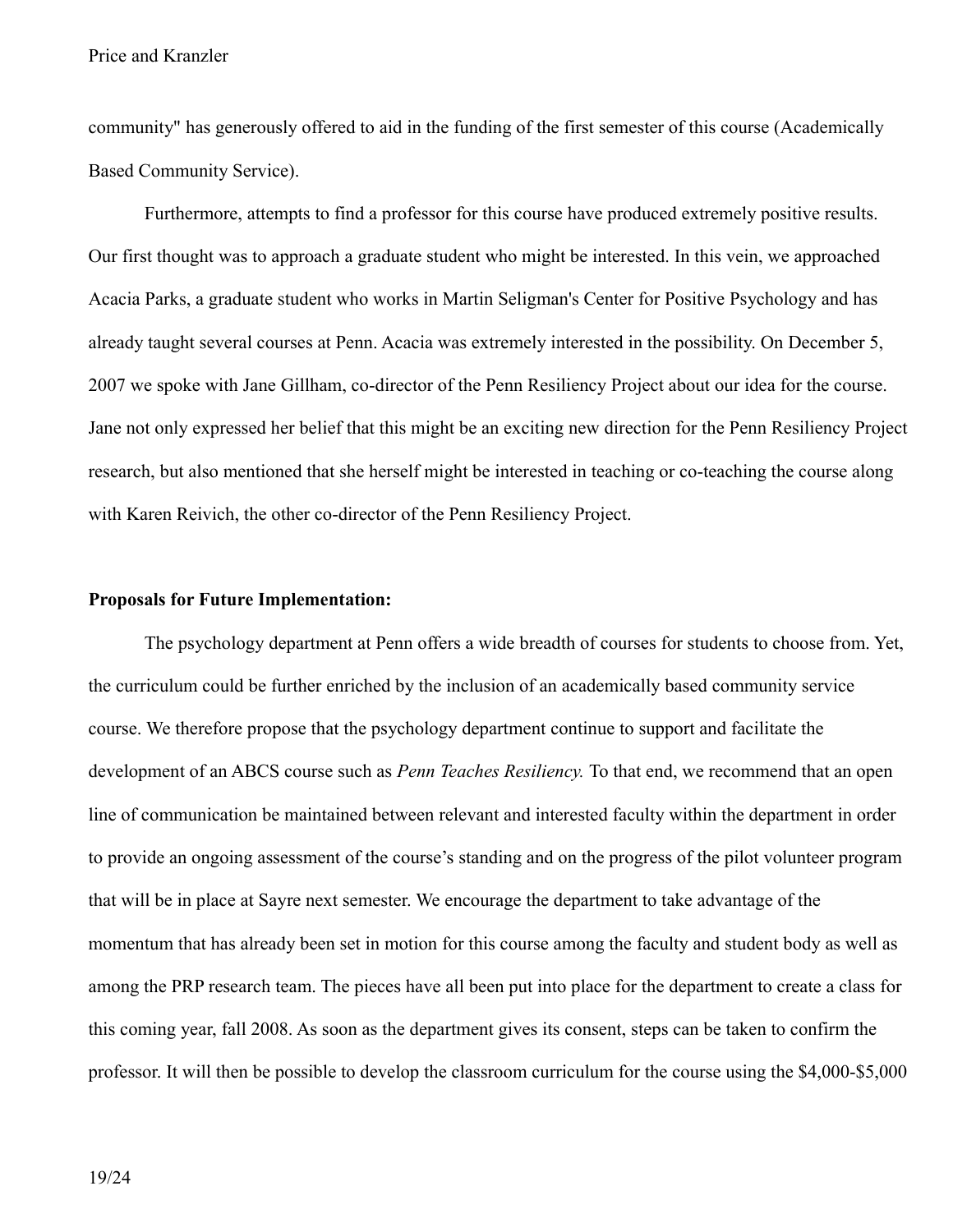community" has generously offered to aid in the funding of the first semester of this course (Academically Based Community Service).

Furthermore, attempts to find a professor for this course have produced extremely positive results. Our first thought was to approach a graduate student who might be interested. In this vein, we approached Acacia Parks, a graduate student who works in Martin Seligman's Center for Positive Psychology and has already taught several courses at Penn. Acacia was extremely interested in the possibility. On December 5, 2007 we spoke with Jane Gillham, co-director of the Penn Resiliency Project about our idea for the course. Jane not only expressed her belief that this might be an exciting new direction for the Penn Resiliency Project research, but also mentioned that she herself might be interested in teaching or co-teaching the course along with Karen Reivich, the other co-director of the Penn Resiliency Project.

**Proposals for Future Implementation:**

The psychology department at Penn offers a wide breadth of courses for students to choose from. Yet, the curriculum could be further enriched by the inclusion of an academically based community service course. We therefore propose that the psychology department continue to support and facilitate the development of an ABCS course such as *Penn Teaches Resiliency.* To that end, we recommend that an open line of communication be maintained between relevant and interested faculty within the department in order to provide an ongoing assessment of the course's standing and on the progress of the pilot volunteer program that will be in place at Sayre next semester. We encourage the department to take advantage of the momentum that has already been set in motion for this course among the faculty and student body as well as among the PRP research team. The pieces have all been put into place for the department to create a class for this coming year, fall 2008. As soon as the department gives its consent, steps can be taken to confirm the professor. It will then be possible to develop the classroom curriculum for the course using the $4,000-$5,000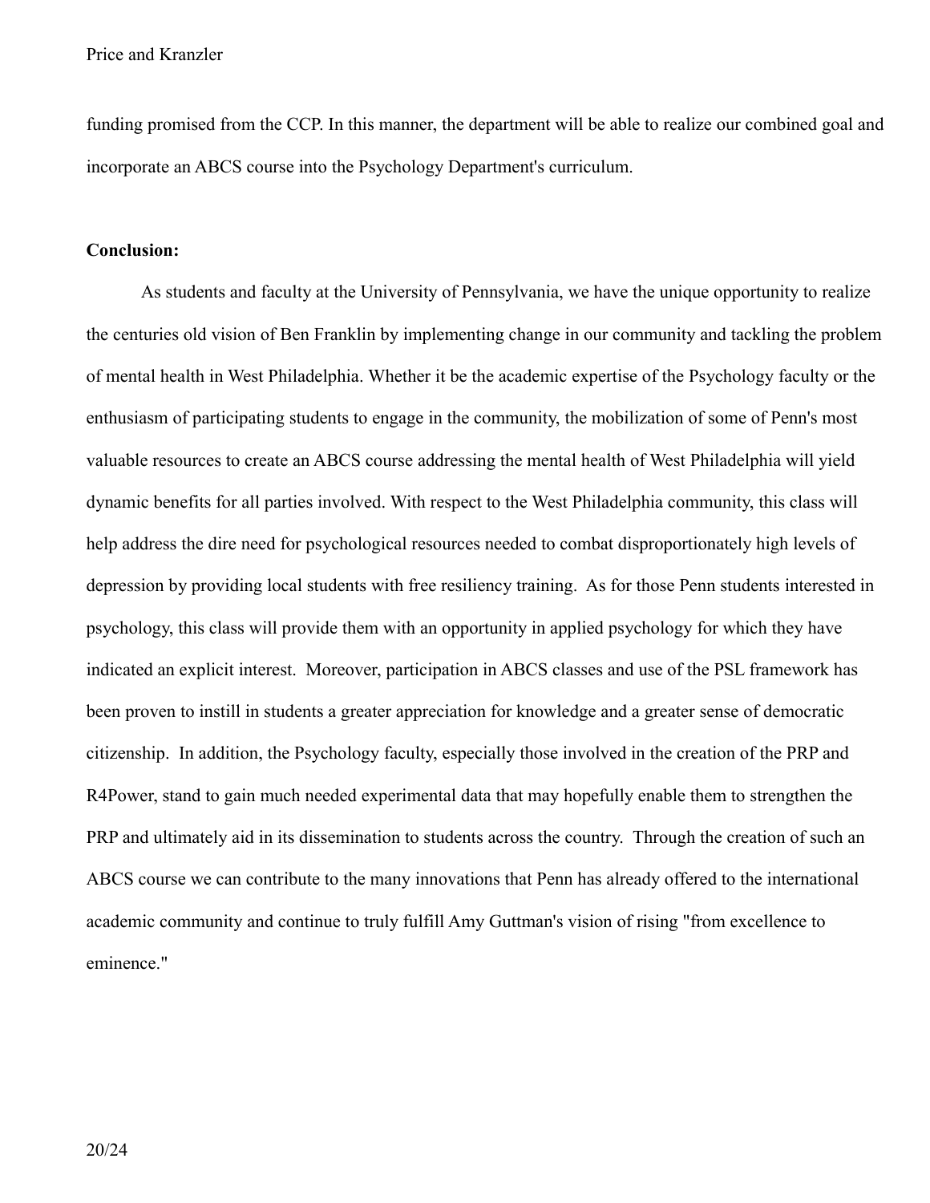funding promised from the CCP. In this manner, the department will be able to realize our combined goal and incorporate an ABCS course into the Psychology Department's curriculum.

**Conclusion:**

As students and faculty at the University of Pennsylvania, we have the unique opportunity to realize the centuries old vision of Ben Franklin by implementing change in our community and tackling the problem of mental health in West Philadelphia. Whether it be the academic expertise of the Psychology faculty or the enthusiasm of participating students to engage in the community, the mobilization of some of Penn's most valuable resources to create an ABCS course addressing the mental health of West Philadelphia will yield dynamic benefits for all parties involved. With respect to the West Philadelphia community, this class will help address the dire need for psychological resources needed to combat disproportionately high levels of depression by providing local students with free resiliency training. As for those Penn students interested in psychology, this class will provide them with an opportunity in applied psychology for which they have indicated an explicit interest. Moreover, participation in ABCS classes and use of the PSL framework has been proven to instill in students a greater appreciation for knowledge and a greater sense of democratic citizenship. In addition, the Psychology faculty, especially those involved in the creation of the PRP and R4Power, stand to gain much needed experimental data that may hopefully enable them to strengthen the PRP and ultimately aid in its dissemination to students across the country. Through the creation of such an ABCS course we can contribute to the many innovations that Penn has already offered to the international academic community and continue to truly fulfill Amy Guttman's vision of rising "from excellence to eminence."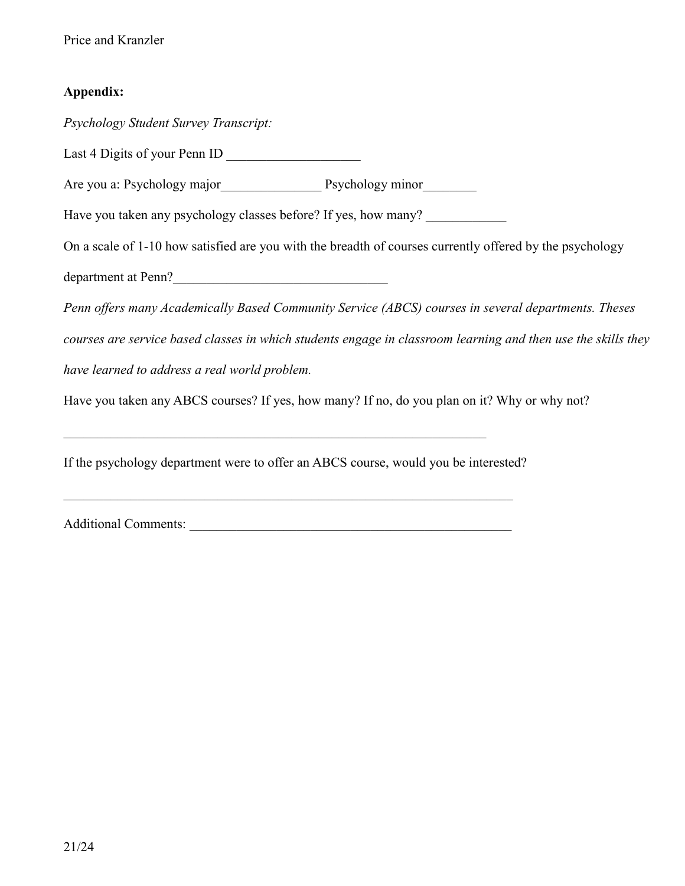**Appendix:**

*Psychology Student Survey Transcript:*

Last 4 Digits of your Penn ID ____________________

Are you a: Psychology major_______________ Psychology minor________

Have you taken any psychology classes before? If yes, how many? ____________

On a scale of 1-10 how satisfied are you with the breadth of courses currently offered by the psychology department at Penn?________________________________

*Penn offers many Academically Based Community Service (ABCS) courses in several departments. Theses courses are service based classes in which students engage in classroom learning and then use the skills they have learned to address a real world problem.*

Have you taken any ABCS courses? If yes, how many? If no, do you plan on it? Why or why not?

_________________________________________________________________

If the psychology department were to offer an ABCS course, would you be interested?

_____________________________________________________________________

Additional Comments: __________________________________________________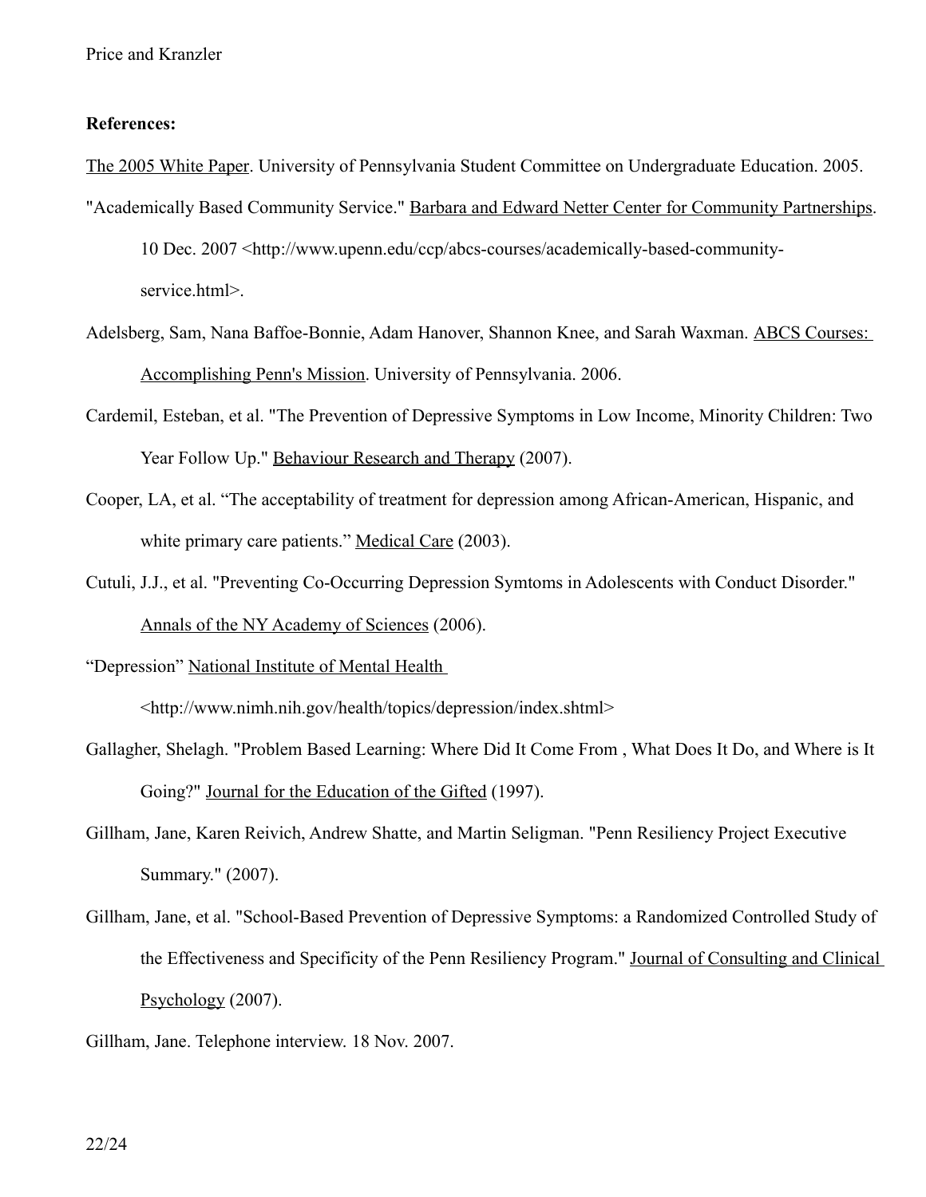**References:**

The 2005 White Paper. University of Pennsylvania Student Committee on Undergraduate Education. 2005.

"Academically Based Community Service." Barbara and Edward Netter Center for Community Partnerships. 10 Dec. 2007 <http://www.upenn.edu/ccp/abcs-courses/academically-based-community-service.html>.

Adelsberg, Sam, Nana Baffoe-Bonnie, Adam Hanover, Shannon Knee, and Sarah Waxman. ABCS Courses: Accomplishing Penn's Mission. University of Pennsylvania. 2006.

Cardemil, Esteban, et al. "The Prevention of Depressive Symptoms in Low Income, Minority Children: Two Year Follow Up." Behaviour Research and Therapy (2007).

Cooper, LA, et al. "The acceptability of treatment for depression among African-American, Hispanic, and white primary care patients." Medical Care (2003).

Cutuli, J.J., et al. "Preventing Co-Occurring Depression Symtoms in Adolescents with Conduct Disorder." Annals of the NY Academy of Sciences (2006).

"Depression" National Institute of Mental Health <http://www.nimh.nih.gov/health/topics/depression/index.shtml>

Gallagher, Shelagh. "Problem Based Learning: Where Did It Come From , What Does It Do, and Where is It Going?" Journal for the Education of the Gifted (1997).

Gillham, Jane, Karen Reivich, Andrew Shatte, and Martin Seligman. "Penn Resiliency Project Executive Summary." (2007).

Gillham, Jane, et al. "School-Based Prevention of Depressive Symptoms: a Randomized Controlled Study of the Effectiveness and Specificity of the Penn Resiliency Program." Journal of Consulting and Clinical Psychology (2007).

Gillham, Jane. Telephone interview. 18 Nov. 2007.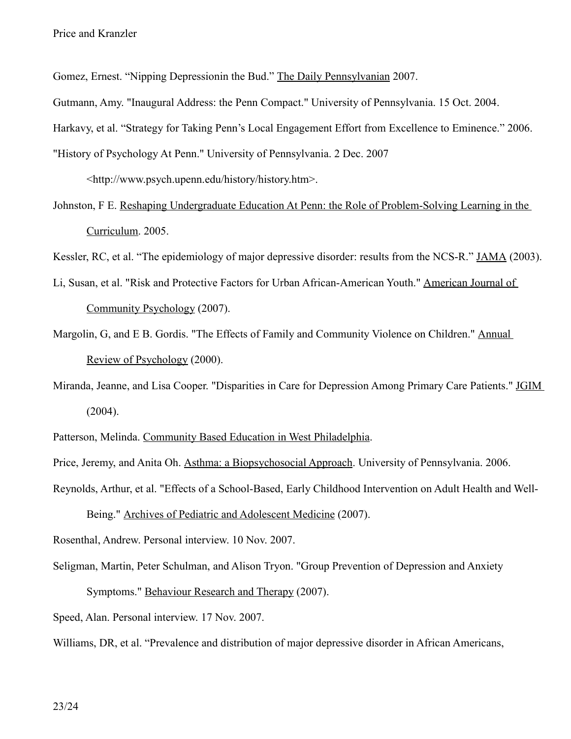Gomez, Ernest. “Nipping Depressionin the Bud.” The Daily Pennsylvanian 2007.

Gutmann, Amy. "Inaugural Address: the Penn Compact." University of Pennsylvania. 15 Oct. 2004.

Harkavy, et al. “Strategy for Taking Penn’s Local Engagement Effort from Excellence to Eminence.” 2006.

"History of Psychology At Penn." University of Pennsylvania. 2 Dec. 2007 <http://www.psych.upenn.edu/history/history.htm>.

Johnston, F E. Reshaping Undergraduate Education At Penn: the Role of Problem-Solving Learning in the Curriculum. 2005.

Kessler, RC, et al. “The epidemiology of major depressive disorder: results from the NCS-R.” JAMA (2003).

Li, Susan, et al. "Risk and Protective Factors for Urban African-American Youth." American Journal of Community Psychology (2007).

Margolin, G, and E B. Gordis. "The Effects of Family and Community Violence on Children." Annual Review of Psychology (2000).

Miranda, Jeanne, and Lisa Cooper. "Disparities in Care for Depression Among Primary Care Patients." JGIM (2004).

Patterson, Melinda. Community Based Education in West Philadelphia.

Price, Jeremy, and Anita Oh. Asthma: a Biopsychosocial Approach. University of Pennsylvania. 2006.

Reynolds, Arthur, et al. "Effects of a School-Based, Early Childhood Intervention on Adult Health and Well-Being." Archives of Pediatric and Adolescent Medicine (2007).

Rosenthal, Andrew. Personal interview. 10 Nov. 2007.

Seligman, Martin, Peter Schulman, and Alison Tryon. "Group Prevention of Depression and Anxiety Symptoms." Behaviour Research and Therapy (2007).

Speed, Alan. Personal interview. 17 Nov. 2007.

Williams, DR, et al. “Prevalence and distribution of major depressive disorder in African Americans,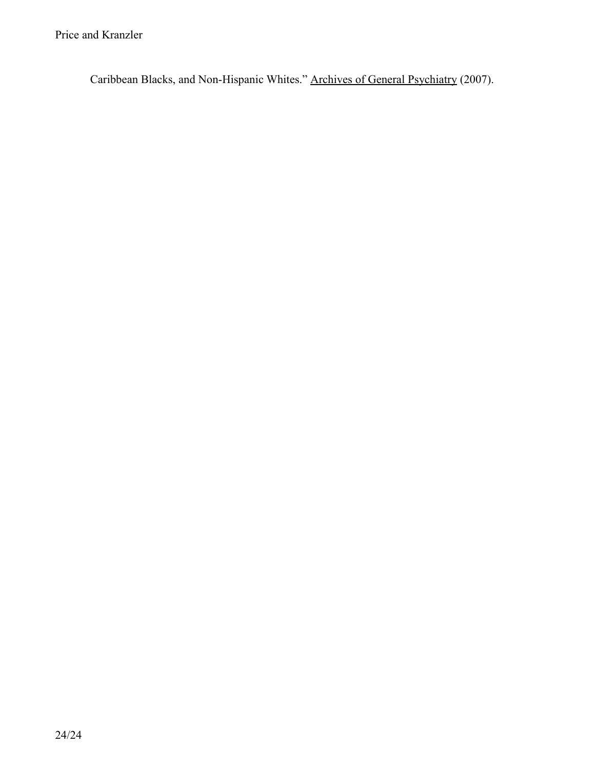Caribbean Blacks, and Non-Hispanic Whites." Archives of General Psychiatry (2007).